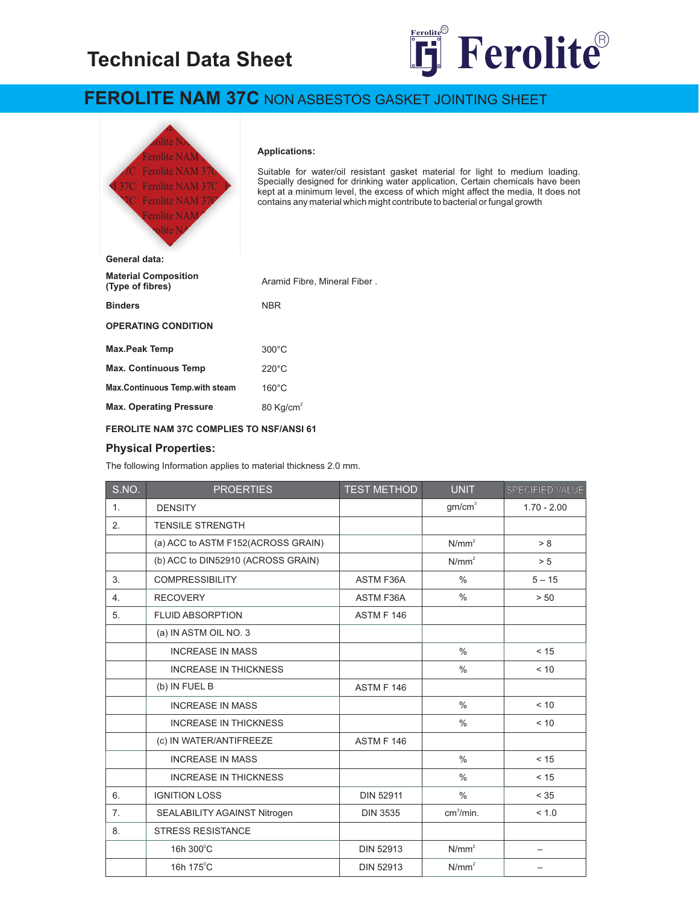# Technical Data Sheet

## FEROLITE NAM 37C NON ASBESTOS GASKET JOINTING SHEET

**Applications:**

Suitable for water/oil resistant gasket material for light to medium loading. Specially designed for drinking water application, Certain chemicals have been kept at a minimum level, the excess of which might affect the media, It does not contains any material which might contribute to bacterial or fungal growth

**General data:**

| | |
|---|---|
| **Material Composition (Type of fibres)** | Aramid Fibre, Mineral Fiber . |
| **Binders** | NBR |

**OPERATING CONDITION**

| | |
|---|---|
| **Max.Peak Temp** | 300°C |
| **Max. Continuous Temp** | 220°C |
| **Max.Continuous Temp.with steam** | 160°C |
| **Max. Operating Pressure** | 80 Kg/cm$^2$ |

**FEROLITE NAM 37C COMPLIES TO NSF/ANSI 61**

### Physical Properties:

The following Information applies to material thickness 2.0 mm.

| S.NO. | PROERTIES | TEST METHOD | UNIT | SPECIFIED VALUE |
|---|---|---|---|---|
| 1. | DENSITY | | gm/cm$^3$ | 1.70 - 2.00 |
| 2. | TENSILE STRENGTH | | | |
| | (a) ACC to ASTM F152(ACROSS GRAIN) | | N/mm$^2$ | > 8 |
| | (b) ACC to DIN52910 (ACROSS GRAIN) | | N/mm$^2$ | > 5 |
| 3. | COMPRESSIBILITY | ASTM F36A | % | 5 – 15 |
| 4. | RECOVERY | ASTM F36A | % | > 50 |
| 5. | FLUID ABSORPTION | ASTM F 146 | | |
| | (a) IN ASTM OIL NO. 3 | | | |
| | INCREASE IN MASS | | % | < 15 |
| | INCREASE IN THICKNESS | | % | < 10 |
| | (b) IN FUEL B | ASTM F 146 | | |
| | INCREASE IN MASS | | % | < 10 |
| | INCREASE IN THICKNESS | | % | < 10 |
| | (c) IN WATER/ANTIFREEZE | ASTM F 146 | | |
| | INCREASE IN MASS | | % | < 15 |
| | INCREASE IN THICKNESS | | % | < 15 |
| 6. | IGNITION LOSS | DIN 52911 | % | < 35 |
| 7. | SEALABILITY AGAINST Nitrogen | DIN 3535 | cm$^3$/min. | < 1.0 |
| 8. | STRESS RESISTANCE | | | |
| | 16h 300°C | DIN 52913 | N/mm$^2$ | – |
| | 16h 175°C | DIN 52913 | N/mm$^2$ | – |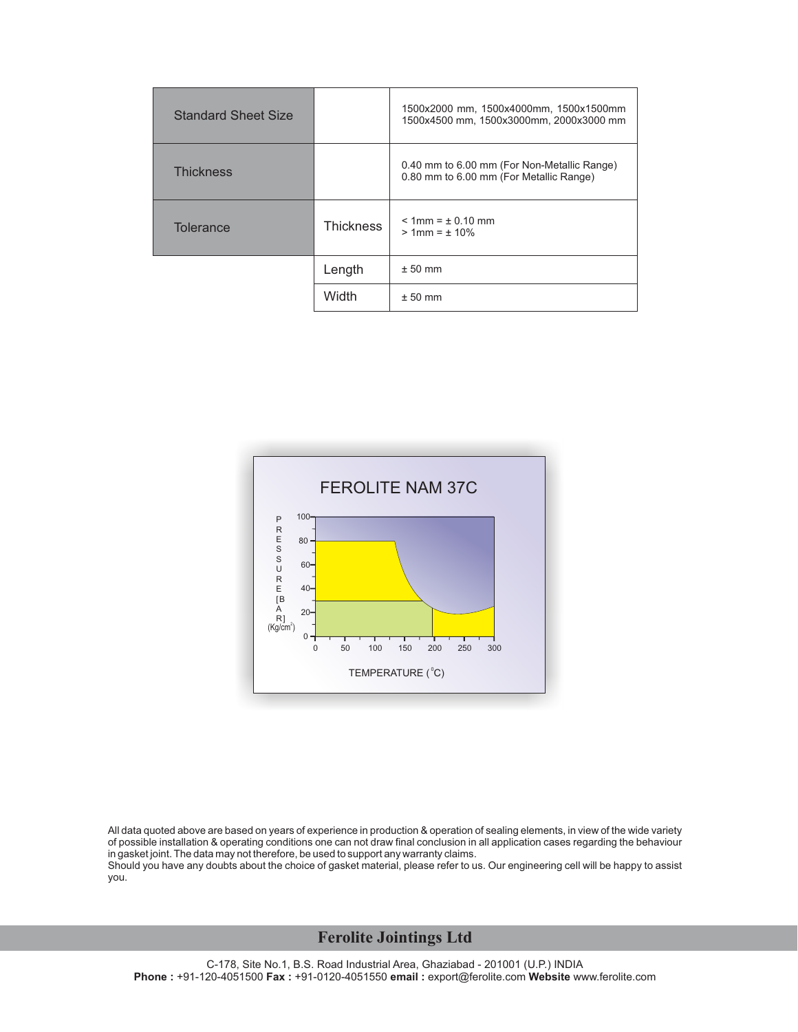| | | |
|---|---|---|
| Standard Sheet Size | | 1500x2000 mm, 1500x4000mm, 1500x1500mm 1500x4500 mm, 1500x3000mm, 2000x3000 mm |
| Thickness | | 0.40 mm to 6.00 mm (For Non-Metallic Range) 0.80 mm to 6.00 mm (For Metallic Range) |
| Tolerance | Thickness | < 1mm = ± 0.10 mm > 1mm = ± 10% |
| | Length | ± 50 mm |
| | Width | ± 50 mm |

FEROLITE NAM 37C

PRESSURE [BAR] (Kg/cm$^2$)

0, 20, 40, 60, 80, 100

0, 50, 100, 150, 200, 250, 300

TEMPERATURE (°C)

All data quoted above are based on years of experience in production & operation of sealing elements, in view of the wide variety of possible installation & operating conditions one can not draw final conclusion in all application cases regarding the behaviour in gasket joint. The data may not therefore, be used to support any warranty claims.
Should you have any doubts about the choice of gasket material, please refer to us. Our engineering cell will be happy to assist you.

**Ferolite Jointings Ltd**

C-178, Site No.1, B.S. Road Industrial Area, Ghaziabad - 201001 (U.P.) INDIA
**Phone :** +91-120-4051500 **Fax :** +91-0120-4051550 **email :** export@ferolite.com **Website** www.ferolite.com